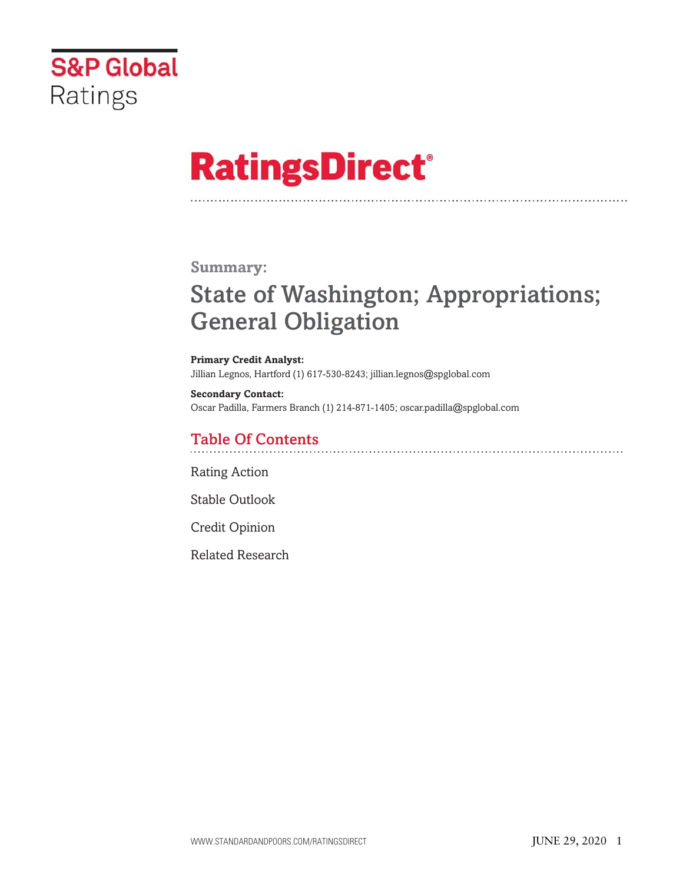S&P Global Ratings

# RatingsDirect®

## Summary:

# State of Washington; Appropriations; General Obligation

**Primary Credit Analyst:**
Jillian Legnos, Hartford (1) 617-530-8243; jillian.legnos@spglobal.com

**Secondary Contact:**
Oscar Padilla, Farmers Branch (1) 214-871-1405; oscar.padilla@spglobal.com

## Table Of Contents

Rating Action

Stable Outlook

Credit Opinion

Related Research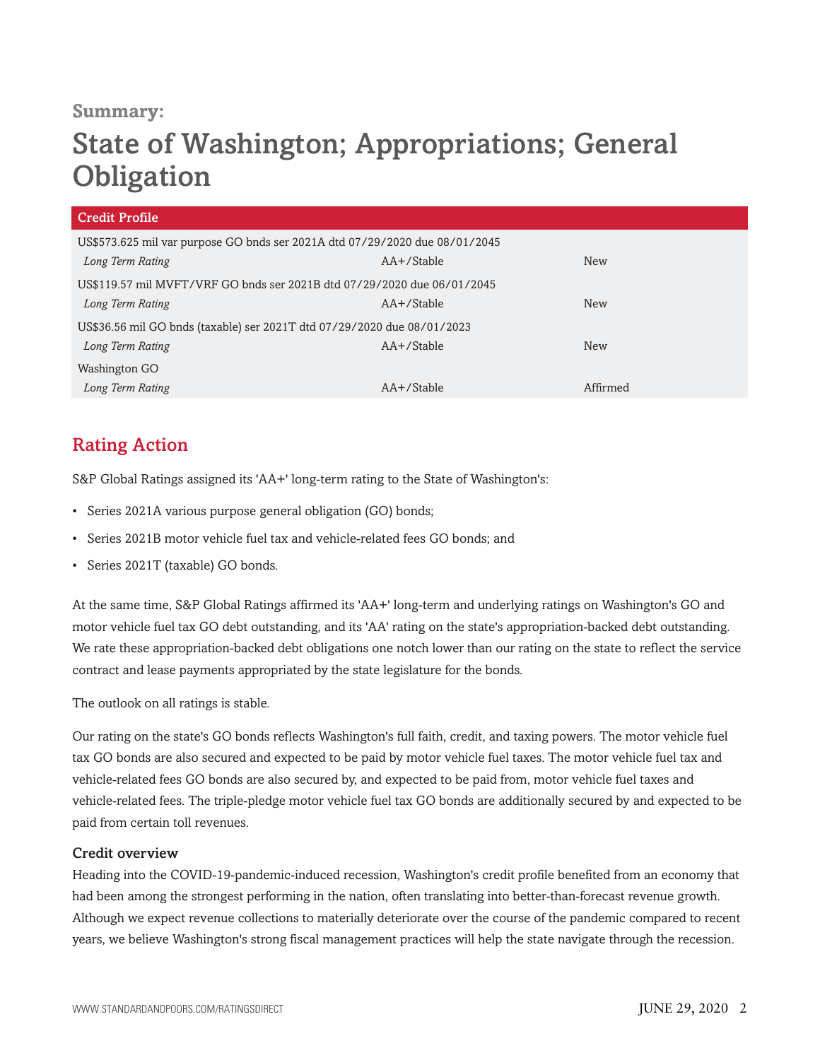Summary:

# State of Washington; Appropriations; General Obligation

| Credit Profile | | |
|---|---|---|
| US$573.625 mil var purpose GO bnds ser 2021A dtd 07/29/2020 due 08/01/2045 | | |
| *Long Term Rating* | AA+/Stable | New |
| US$119.57 mil MVFT/VRF GO bnds ser 2021B dtd 07/29/2020 due 06/01/2045 | | |
| *Long Term Rating* | AA+/Stable | New |
| US$36.56 mil GO bnds (taxable) ser 2021T dtd 07/29/2020 due 08/01/2023 | | |
| *Long Term Rating* | AA+/Stable | New |
| Washington GO | | |
| *Long Term Rating* | AA+/Stable | Affirmed |

## Rating Action

S&P Global Ratings assigned its 'AA+' long-term rating to the State of Washington's:

- Series 2021A various purpose general obligation (GO) bonds;
- Series 2021B motor vehicle fuel tax and vehicle-related fees GO bonds; and
- Series 2021T (taxable) GO bonds.

At the same time, S&P Global Ratings affirmed its 'AA+' long-term and underlying ratings on Washington's GO and motor vehicle fuel tax GO debt outstanding, and its 'AA' rating on the state's appropriation-backed debt outstanding. We rate these appropriation-backed debt obligations one notch lower than our rating on the state to reflect the service contract and lease payments appropriated by the state legislature for the bonds.

The outlook on all ratings is stable.

Our rating on the state's GO bonds reflects Washington's full faith, credit, and taxing powers. The motor vehicle fuel tax GO bonds are also secured and expected to be paid by motor vehicle fuel taxes. The motor vehicle fuel tax and vehicle-related fees GO bonds are also secured by, and expected to be paid from, motor vehicle fuel taxes and vehicle-related fees. The triple-pledge motor vehicle fuel tax GO bonds are additionally secured by and expected to be paid from certain toll revenues.

### Credit overview

Heading into the COVID-19-pandemic-induced recession, Washington's credit profile benefited from an economy that had been among the strongest performing in the nation, often translating into better-than-forecast revenue growth. Although we expect revenue collections to materially deteriorate over the course of the pandemic compared to recent years, we believe Washington's strong fiscal management practices will help the state navigate through the recession.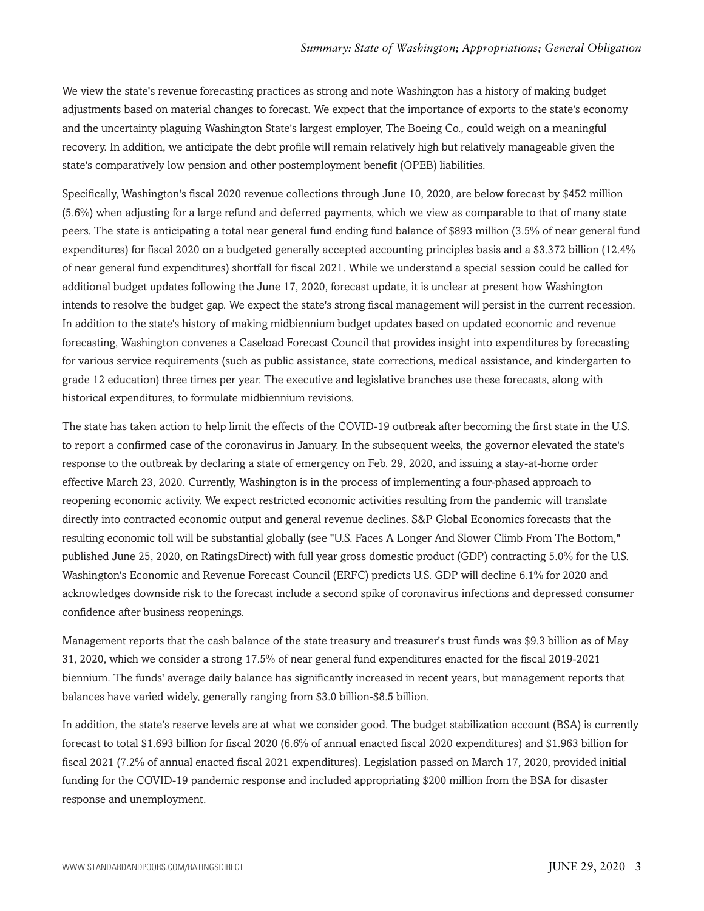We view the state's revenue forecasting practices as strong and note Washington has a history of making budget adjustments based on material changes to forecast. We expect that the importance of exports to the state's economy and the uncertainty plaguing Washington State's largest employer, The Boeing Co., could weigh on a meaningful recovery. In addition, we anticipate the debt profile will remain relatively high but relatively manageable given the state's comparatively low pension and other postemployment benefit (OPEB) liabilities.

Specifically, Washington's fiscal 2020 revenue collections through June 10, 2020, are below forecast by $452 million (5.6%) when adjusting for a large refund and deferred payments, which we view as comparable to that of many state peers. The state is anticipating a total near general fund ending fund balance of $893 million (3.5% of near general fund expenditures) for fiscal 2020 on a budgeted generally accepted accounting principles basis and a $3.372 billion (12.4% of near general fund expenditures) shortfall for fiscal 2021. While we understand a special session could be called for additional budget updates following the June 17, 2020, forecast update, it is unclear at present how Washington intends to resolve the budget gap. We expect the state's strong fiscal management will persist in the current recession. In addition to the state's history of making midbiennium budget updates based on updated economic and revenue forecasting, Washington convenes a Caseload Forecast Council that provides insight into expenditures by forecasting for various service requirements (such as public assistance, state corrections, medical assistance, and kindergarten to grade 12 education) three times per year. The executive and legislative branches use these forecasts, along with historical expenditures, to formulate midbiennium revisions.

The state has taken action to help limit the effects of the COVID-19 outbreak after becoming the first state in the U.S. to report a confirmed case of the coronavirus in January. In the subsequent weeks, the governor elevated the state's response to the outbreak by declaring a state of emergency on Feb. 29, 2020, and issuing a stay-at-home order effective March 23, 2020. Currently, Washington is in the process of implementing a four-phased approach to reopening economic activity. We expect restricted economic activities resulting from the pandemic will translate directly into contracted economic output and general revenue declines. S&P Global Economics forecasts that the resulting economic toll will be substantial globally (see "U.S. Faces A Longer And Slower Climb From The Bottom," published June 25, 2020, on RatingsDirect) with full year gross domestic product (GDP) contracting 5.0% for the U.S. Washington's Economic and Revenue Forecast Council (ERFC) predicts U.S. GDP will decline 6.1% for 2020 and acknowledges downside risk to the forecast include a second spike of coronavirus infections and depressed consumer confidence after business reopenings.

Management reports that the cash balance of the state treasury and treasurer's trust funds was $9.3 billion as of May 31, 2020, which we consider a strong 17.5% of near general fund expenditures enacted for the fiscal 2019-2021 biennium. The funds' average daily balance has significantly increased in recent years, but management reports that balances have varied widely, generally ranging from $3.0 billion-$8.5 billion.

In addition, the state's reserve levels are at what we consider good. The budget stabilization account (BSA) is currently forecast to total $1.693 billion for fiscal 2020 (6.6% of annual enacted fiscal 2020 expenditures) and $1.963 billion for fiscal 2021 (7.2% of annual enacted fiscal 2021 expenditures). Legislation passed on March 17, 2020, provided initial funding for the COVID-19 pandemic response and included appropriating $200 million from the BSA for disaster response and unemployment.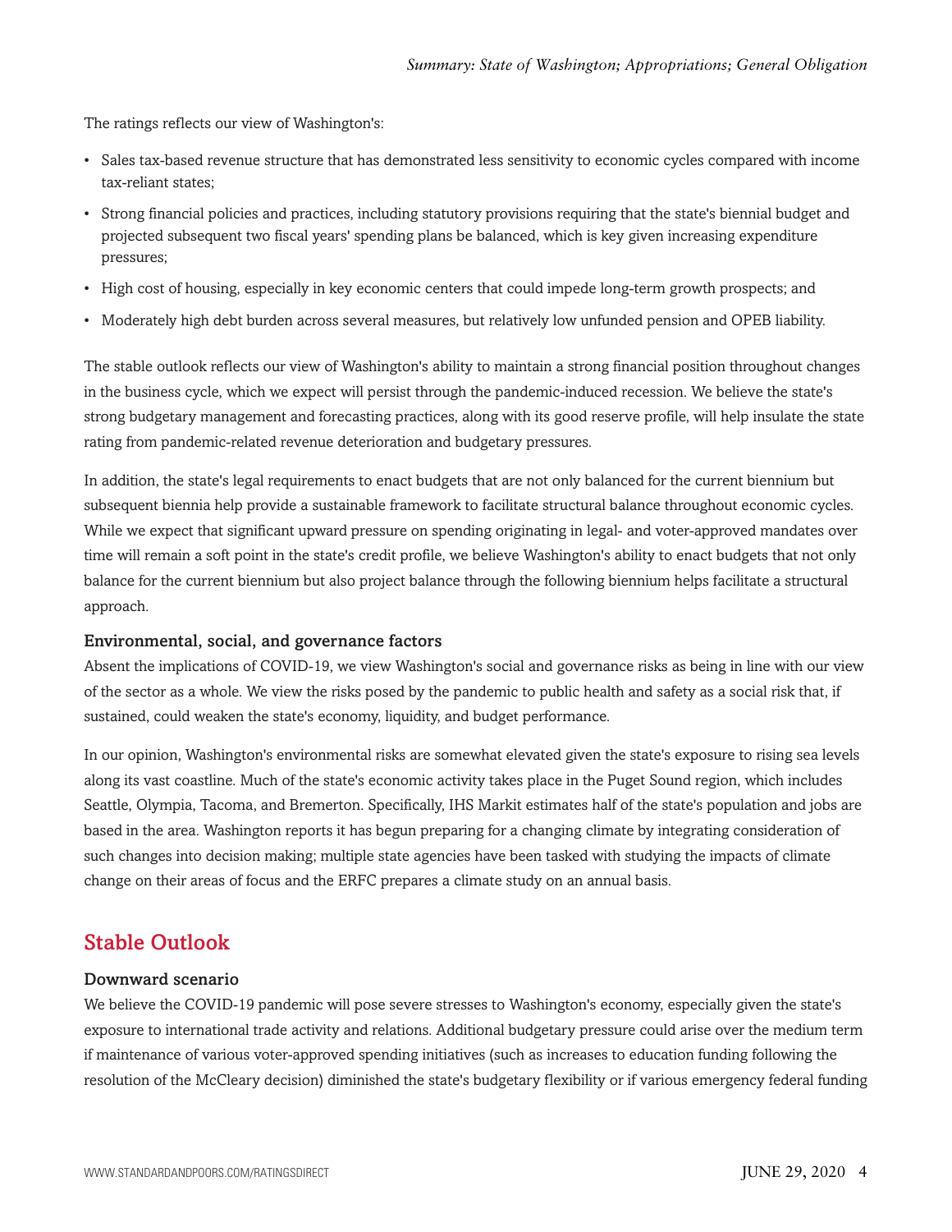The ratings reflects our view of Washington's:

- Sales tax-based revenue structure that has demonstrated less sensitivity to economic cycles compared with income tax-reliant states;
- Strong financial policies and practices, including statutory provisions requiring that the state's biennial budget and projected subsequent two fiscal years' spending plans be balanced, which is key given increasing expenditure pressures;
- High cost of housing, especially in key economic centers that could impede long-term growth prospects; and
- Moderately high debt burden across several measures, but relatively low unfunded pension and OPEB liability.

The stable outlook reflects our view of Washington's ability to maintain a strong financial position throughout changes in the business cycle, which we expect will persist through the pandemic-induced recession. We believe the state's strong budgetary management and forecasting practices, along with its good reserve profile, will help insulate the state rating from pandemic-related revenue deterioration and budgetary pressures.

In addition, the state's legal requirements to enact budgets that are not only balanced for the current biennium but subsequent biennia help provide a sustainable framework to facilitate structural balance throughout economic cycles. While we expect that significant upward pressure on spending originating in legal- and voter-approved mandates over time will remain a soft point in the state's credit profile, we believe Washington's ability to enact budgets that not only balance for the current biennium but also project balance through the following biennium helps facilitate a structural approach.

### Environmental, social, and governance factors

Absent the implications of COVID-19, we view Washington's social and governance risks as being in line with our view of the sector as a whole. We view the risks posed by the pandemic to public health and safety as a social risk that, if sustained, could weaken the state's economy, liquidity, and budget performance.

In our opinion, Washington's environmental risks are somewhat elevated given the state's exposure to rising sea levels along its vast coastline. Much of the state's economic activity takes place in the Puget Sound region, which includes Seattle, Olympia, Tacoma, and Bremerton. Specifically, IHS Markit estimates half of the state's population and jobs are based in the area. Washington reports it has begun preparing for a changing climate by integrating consideration of such changes into decision making; multiple state agencies have been tasked with studying the impacts of climate change on their areas of focus and the ERFC prepares a climate study on an annual basis.

## Stable Outlook

### Downward scenario

We believe the COVID-19 pandemic will pose severe stresses to Washington's economy, especially given the state's exposure to international trade activity and relations. Additional budgetary pressure could arise over the medium term if maintenance of various voter-approved spending initiatives (such as increases to education funding following the resolution of the McCleary decision) diminished the state's budgetary flexibility or if various emergency federal funding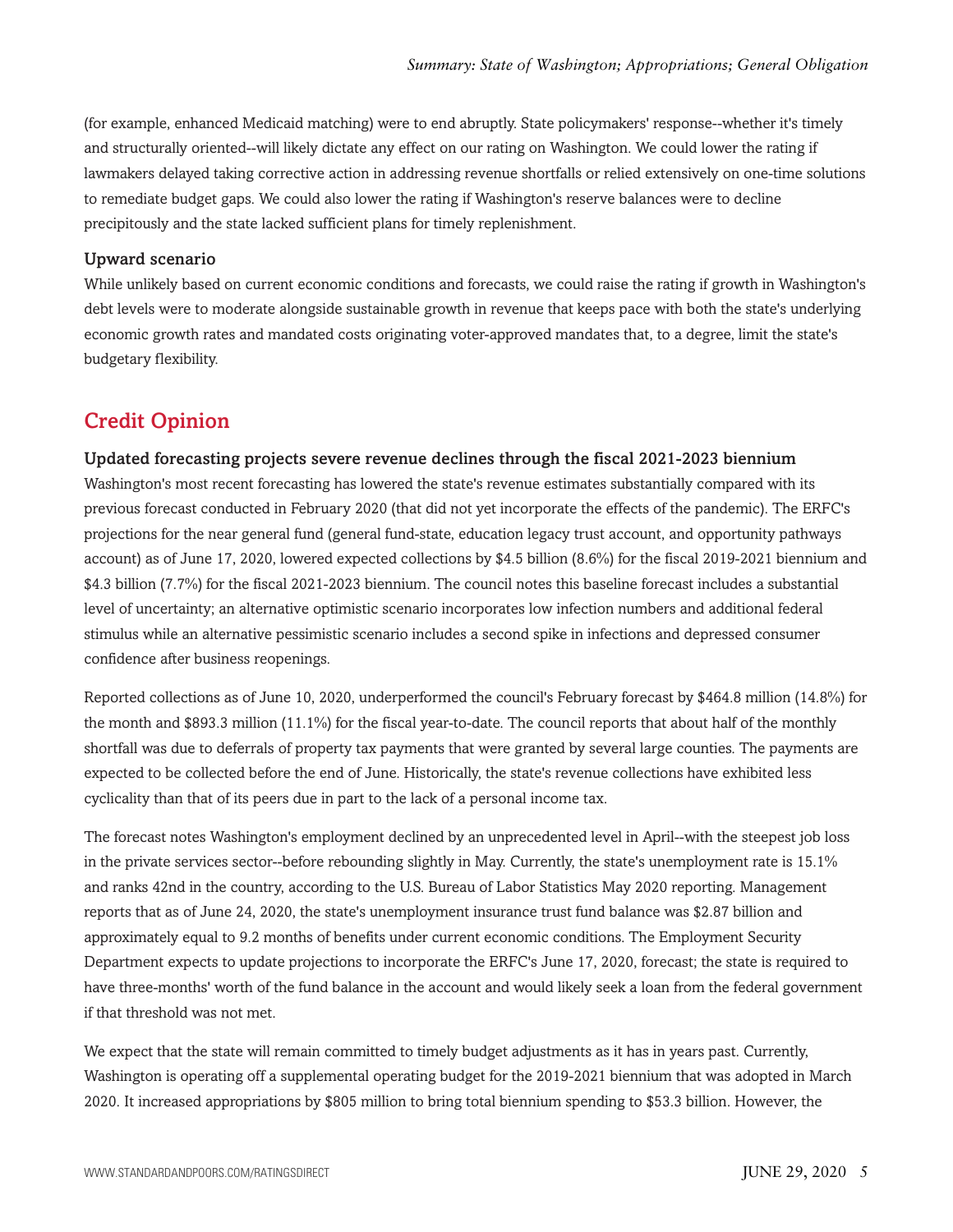(for example, enhanced Medicaid matching) were to end abruptly. State policymakers' response--whether it's timely and structurally oriented--will likely dictate any effect on our rating on Washington. We could lower the rating if lawmakers delayed taking corrective action in addressing revenue shortfalls or relied extensively on one-time solutions to remediate budget gaps. We could also lower the rating if Washington's reserve balances were to decline precipitously and the state lacked sufficient plans for timely replenishment.

### Upward scenario

While unlikely based on current economic conditions and forecasts, we could raise the rating if growth in Washington's debt levels were to moderate alongside sustainable growth in revenue that keeps pace with both the state's underlying economic growth rates and mandated costs originating voter-approved mandates that, to a degree, limit the state's budgetary flexibility.

## Credit Opinion

### Updated forecasting projects severe revenue declines through the fiscal 2021-2023 biennium

Washington's most recent forecasting has lowered the state's revenue estimates substantially compared with its previous forecast conducted in February 2020 (that did not yet incorporate the effects of the pandemic). The ERFC's projections for the near general fund (general fund-state, education legacy trust account, and opportunity pathways account) as of June 17, 2020, lowered expected collections by $4.5 billion (8.6%) for the fiscal 2019-2021 biennium and $4.3 billion (7.7%) for the fiscal 2021-2023 biennium. The council notes this baseline forecast includes a substantial level of uncertainty; an alternative optimistic scenario incorporates low infection numbers and additional federal stimulus while an alternative pessimistic scenario includes a second spike in infections and depressed consumer confidence after business reopenings.

Reported collections as of June 10, 2020, underperformed the council's February forecast by $464.8 million (14.8%) for the month and $893.3 million (11.1%) for the fiscal year-to-date. The council reports that about half of the monthly shortfall was due to deferrals of property tax payments that were granted by several large counties. The payments are expected to be collected before the end of June. Historically, the state's revenue collections have exhibited less cyclicality than that of its peers due in part to the lack of a personal income tax.

The forecast notes Washington's employment declined by an unprecedented level in April--with the steepest job loss in the private services sector--before rebounding slightly in May. Currently, the state's unemployment rate is 15.1% and ranks 42nd in the country, according to the U.S. Bureau of Labor Statistics May 2020 reporting. Management reports that as of June 24, 2020, the state's unemployment insurance trust fund balance was $2.87 billion and approximately equal to 9.2 months of benefits under current economic conditions. The Employment Security Department expects to update projections to incorporate the ERFC's June 17, 2020, forecast; the state is required to have three-months' worth of the fund balance in the account and would likely seek a loan from the federal government if that threshold was not met.

We expect that the state will remain committed to timely budget adjustments as it has in years past. Currently, Washington is operating off a supplemental operating budget for the 2019-2021 biennium that was adopted in March 2020. It increased appropriations by $805 million to bring total biennium spending to $53.3 billion. However, the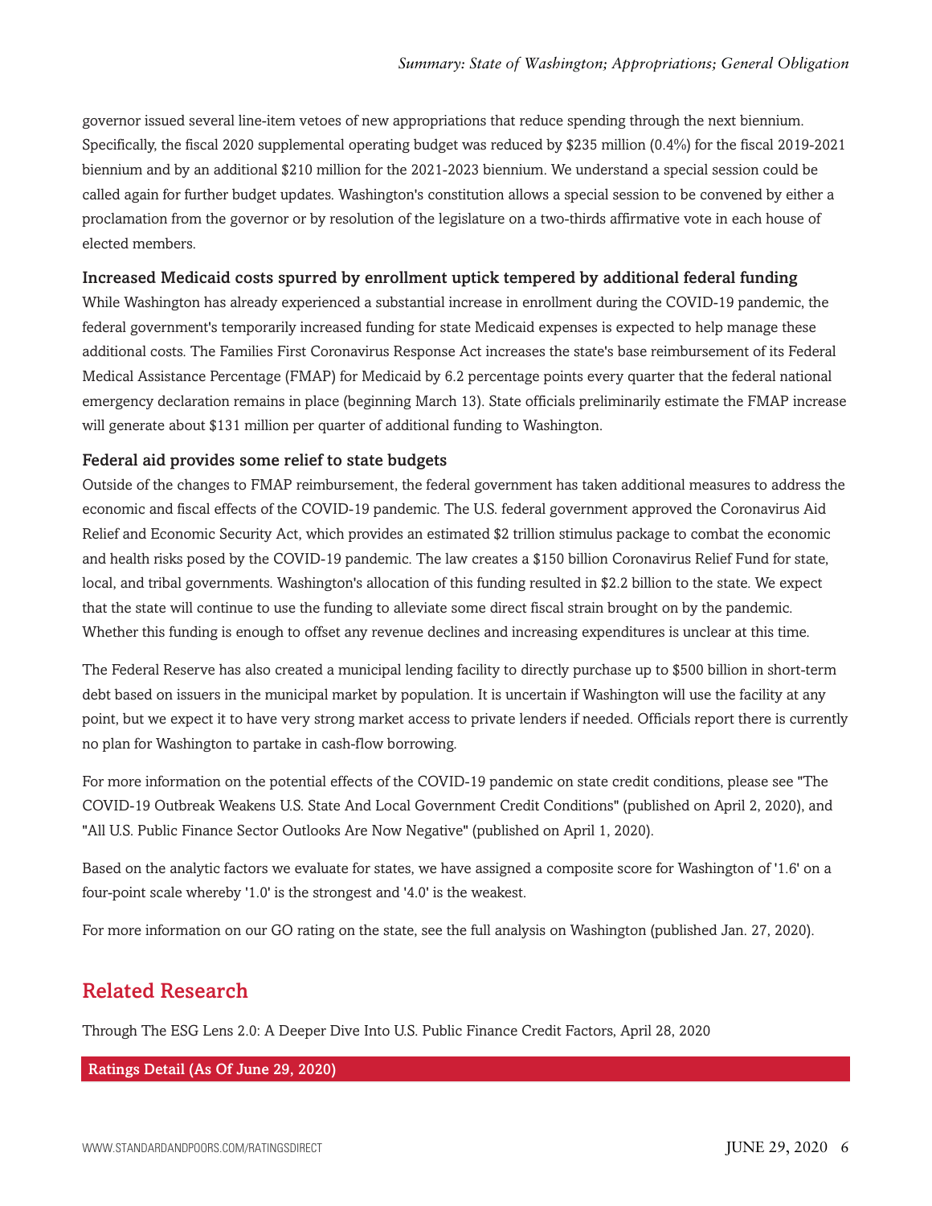governor issued several line-item vetoes of new appropriations that reduce spending through the next biennium. Specifically, the fiscal 2020 supplemental operating budget was reduced by $235 million (0.4%) for the fiscal 2019-2021 biennium and by an additional $210 million for the 2021-2023 biennium. We understand a special session could be called again for further budget updates. Washington's constitution allows a special session to be convened by either a proclamation from the governor or by resolution of the legislature on a two-thirds affirmative vote in each house of elected members.

### Increased Medicaid costs spurred by enrollment uptick tempered by additional federal funding

While Washington has already experienced a substantial increase in enrollment during the COVID-19 pandemic, the federal government's temporarily increased funding for state Medicaid expenses is expected to help manage these additional costs. The Families First Coronavirus Response Act increases the state's base reimbursement of its Federal Medical Assistance Percentage (FMAP) for Medicaid by 6.2 percentage points every quarter that the federal national emergency declaration remains in place (beginning March 13). State officials preliminarily estimate the FMAP increase will generate about $131 million per quarter of additional funding to Washington.

### Federal aid provides some relief to state budgets

Outside of the changes to FMAP reimbursement, the federal government has taken additional measures to address the economic and fiscal effects of the COVID-19 pandemic. The U.S. federal government approved the Coronavirus Aid Relief and Economic Security Act, which provides an estimated $2 trillion stimulus package to combat the economic and health risks posed by the COVID-19 pandemic. The law creates a $150 billion Coronavirus Relief Fund for state, local, and tribal governments. Washington's allocation of this funding resulted in $2.2 billion to the state. We expect that the state will continue to use the funding to alleviate some direct fiscal strain brought on by the pandemic. Whether this funding is enough to offset any revenue declines and increasing expenditures is unclear at this time.

The Federal Reserve has also created a municipal lending facility to directly purchase up to $500 billion in short-term debt based on issuers in the municipal market by population. It is uncertain if Washington will use the facility at any point, but we expect it to have very strong market access to private lenders if needed. Officials report there is currently no plan for Washington to partake in cash-flow borrowing.

For more information on the potential effects of the COVID-19 pandemic on state credit conditions, please see "The COVID-19 Outbreak Weakens U.S. State And Local Government Credit Conditions" (published on April 2, 2020), and "All U.S. Public Finance Sector Outlooks Are Now Negative" (published on April 1, 2020).

Based on the analytic factors we evaluate for states, we have assigned a composite score for Washington of '1.6' on a four-point scale whereby '1.0' is the strongest and '4.0' is the weakest.

For more information on our GO rating on the state, see the full analysis on Washington (published Jan. 27, 2020).

## Related Research

Through The ESG Lens 2.0: A Deeper Dive Into U.S. Public Finance Credit Factors, April 28, 2020

**Ratings Detail (As Of June 29, 2020)**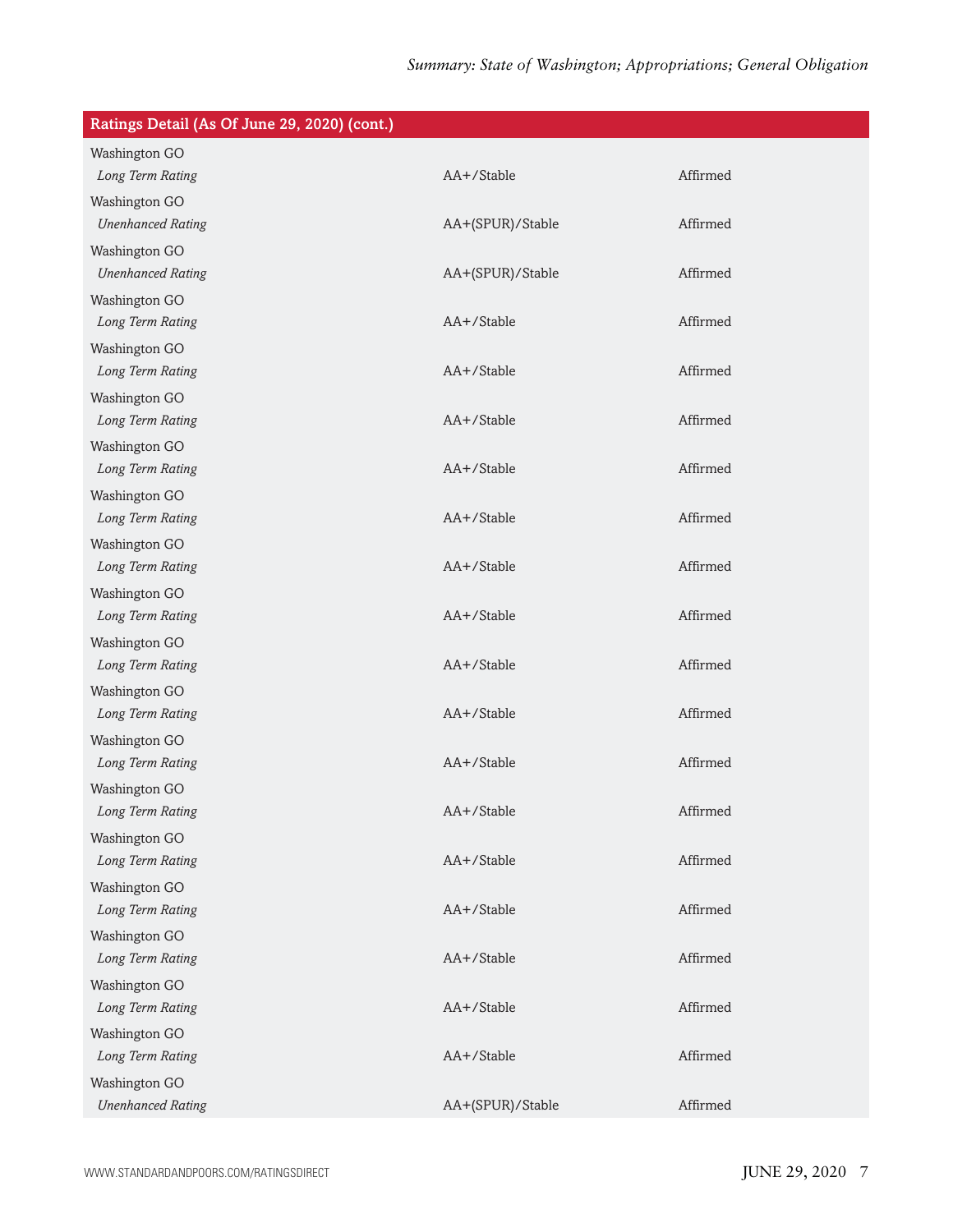| Ratings Detail (As Of June 29, 2020) (cont.) | | |
|---|---|---|
| Washington GO | | |
| *Long Term Rating* | AA+/Stable | Affirmed |
| Washington GO | | |
| *Unenhanced Rating* | AA+(SPUR)/Stable | Affirmed |
| Washington GO | | |
| *Unenhanced Rating* | AA+(SPUR)/Stable | Affirmed |
| Washington GO | | |
| *Long Term Rating* | AA+/Stable | Affirmed |
| Washington GO | | |
| *Long Term Rating* | AA+/Stable | Affirmed |
| Washington GO | | |
| *Long Term Rating* | AA+/Stable | Affirmed |
| Washington GO | | |
| *Long Term Rating* | AA+/Stable | Affirmed |
| Washington GO | | |
| *Long Term Rating* | AA+/Stable | Affirmed |
| Washington GO | | |
| *Long Term Rating* | AA+/Stable | Affirmed |
| Washington GO | | |
| *Long Term Rating* | AA+/Stable | Affirmed |
| Washington GO | | |
| *Long Term Rating* | AA+/Stable | Affirmed |
| Washington GO | | |
| *Long Term Rating* | AA+/Stable | Affirmed |
| Washington GO | | |
| *Long Term Rating* | AA+/Stable | Affirmed |
| Washington GO | | |
| *Long Term Rating* | AA+/Stable | Affirmed |
| Washington GO | | |
| *Long Term Rating* | AA+/Stable | Affirmed |
| Washington GO | | |
| *Long Term Rating* | AA+/Stable | Affirmed |
| Washington GO | | |
| *Long Term Rating* | AA+/Stable | Affirmed |
| Washington GO | | |
| *Long Term Rating* | AA+/Stable | Affirmed |
| Washington GO | | |
| *Long Term Rating* | AA+/Stable | Affirmed |
| Washington GO | | |
| *Unenhanced Rating* | AA+(SPUR)/Stable | Affirmed |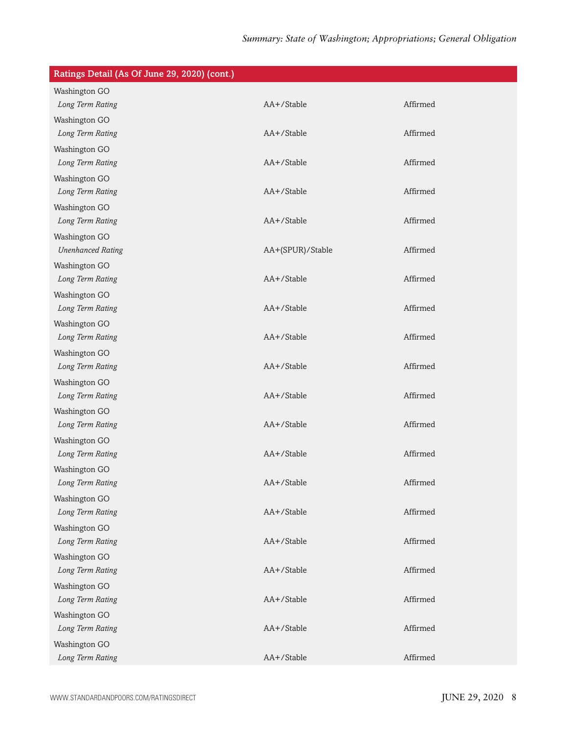| Ratings Detail (As Of June 29, 2020) (cont.) | | |
|---|---|---|
| Washington GO | | |
| *Long Term Rating* | AA+/Stable | Affirmed |
| Washington GO | | |
| *Long Term Rating* | AA+/Stable | Affirmed |
| Washington GO | | |
| *Long Term Rating* | AA+/Stable | Affirmed |
| Washington GO | | |
| *Long Term Rating* | AA+/Stable | Affirmed |
| Washington GO | | |
| *Long Term Rating* | AA+/Stable | Affirmed |
| Washington GO | | |
| *Unenhanced Rating* | AA+(SPUR)/Stable | Affirmed |
| Washington GO | | |
| *Long Term Rating* | AA+/Stable | Affirmed |
| Washington GO | | |
| *Long Term Rating* | AA+/Stable | Affirmed |
| Washington GO | | |
| *Long Term Rating* | AA+/Stable | Affirmed |
| Washington GO | | |
| *Long Term Rating* | AA+/Stable | Affirmed |
| Washington GO | | |
| *Long Term Rating* | AA+/Stable | Affirmed |
| Washington GO | | |
| *Long Term Rating* | AA+/Stable | Affirmed |
| Washington GO | | |
| *Long Term Rating* | AA+/Stable | Affirmed |
| Washington GO | | |
| *Long Term Rating* | AA+/Stable | Affirmed |
| Washington GO | | |
| *Long Term Rating* | AA+/Stable | Affirmed |
| Washington GO | | |
| *Long Term Rating* | AA+/Stable | Affirmed |
| Washington GO | | |
| *Long Term Rating* | AA+/Stable | Affirmed |
| Washington GO | | |
| *Long Term Rating* | AA+/Stable | Affirmed |
| Washington GO | | |
| *Long Term Rating* | AA+/Stable | Affirmed |
| Washington GO | | |
| *Long Term Rating* | AA+/Stable | Affirmed |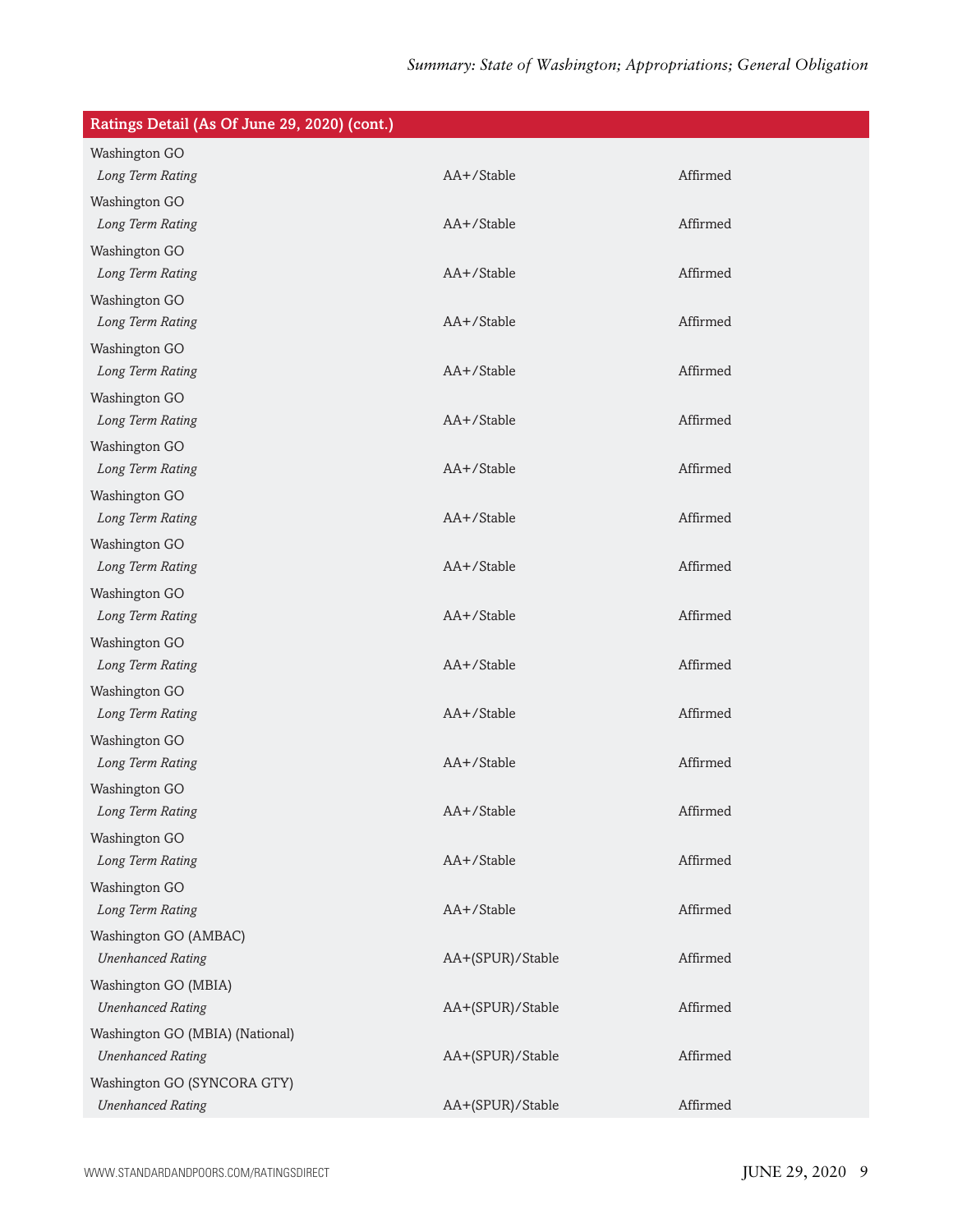| Ratings Detail (As Of June 29, 2020) (cont.) | | |
|---|---|---|
| Washington GO | | |
| *Long Term Rating* | AA+/Stable | Affirmed |
| Washington GO | | |
| *Long Term Rating* | AA+/Stable | Affirmed |
| Washington GO | | |
| *Long Term Rating* | AA+/Stable | Affirmed |
| Washington GO | | |
| *Long Term Rating* | AA+/Stable | Affirmed |
| Washington GO | | |
| *Long Term Rating* | AA+/Stable | Affirmed |
| Washington GO | | |
| *Long Term Rating* | AA+/Stable | Affirmed |
| Washington GO | | |
| *Long Term Rating* | AA+/Stable | Affirmed |
| Washington GO | | |
| *Long Term Rating* | AA+/Stable | Affirmed |
| Washington GO | | |
| *Long Term Rating* | AA+/Stable | Affirmed |
| Washington GO | | |
| *Long Term Rating* | AA+/Stable | Affirmed |
| Washington GO | | |
| *Long Term Rating* | AA+/Stable | Affirmed |
| Washington GO | | |
| *Long Term Rating* | AA+/Stable | Affirmed |
| Washington GO | | |
| *Long Term Rating* | AA+/Stable | Affirmed |
| Washington GO | | |
| *Long Term Rating* | AA+/Stable | Affirmed |
| Washington GO | | |
| *Long Term Rating* | AA+/Stable | Affirmed |
| Washington GO | | |
| *Long Term Rating* | AA+/Stable | Affirmed |
| Washington GO (AMBAC) | | |
| *Unenhanced Rating* | AA+(SPUR)/Stable | Affirmed |
| Washington GO (MBIA) | | |
| *Unenhanced Rating* | AA+(SPUR)/Stable | Affirmed |
| Washington GO (MBIA) (National) | | |
| *Unenhanced Rating* | AA+(SPUR)/Stable | Affirmed |
| Washington GO (SYNCORA GTY) | | |
| *Unenhanced Rating* | AA+(SPUR)/Stable | Affirmed |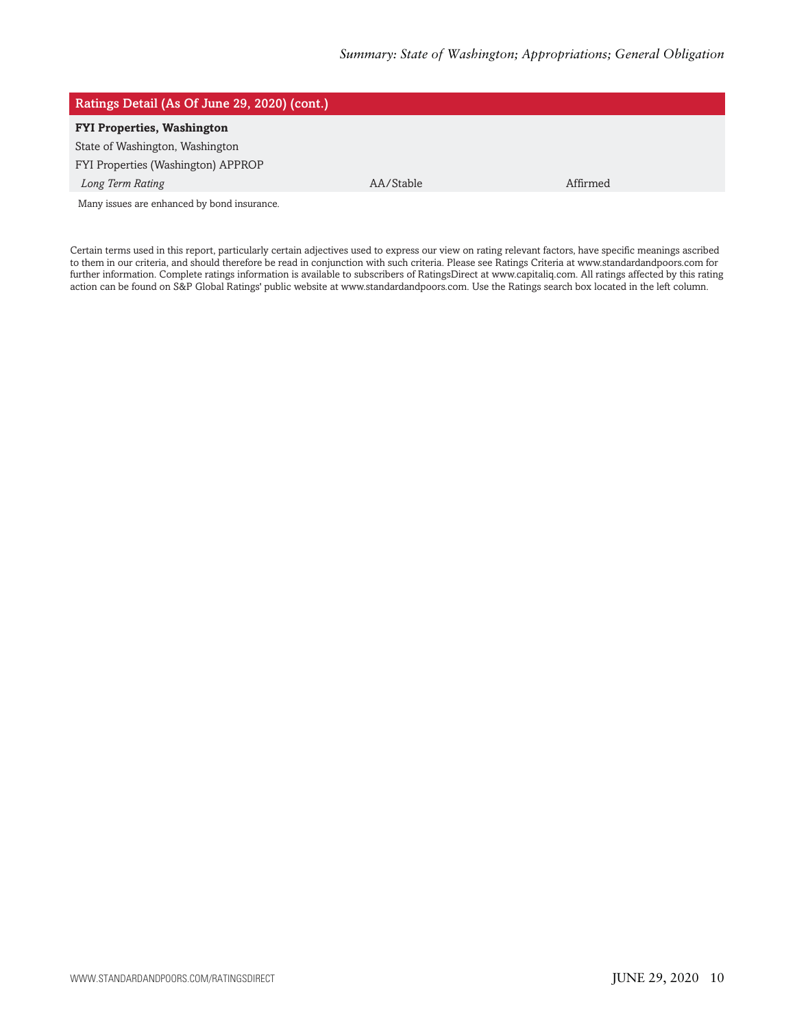| Ratings Detail (As Of June 29, 2020) (cont.) | | |
|---|---|---|
| **FYI Properties, Washington** | | |
| State of Washington, Washington | | |
| FYI Properties (Washington) APPROP | | |
| *Long Term Rating* | AA/Stable | Affirmed |

Many issues are enhanced by bond insurance.

Certain terms used in this report, particularly certain adjectives used to express our view on rating relevant factors, have specific meanings ascribed to them in our criteria, and should therefore be read in conjunction with such criteria. Please see Ratings Criteria at www.standardandpoors.com for further information. Complete ratings information is available to subscribers of RatingsDirect at www.capitaliq.com. All ratings affected by this rating action can be found on S&P Global Ratings' public website at www.standardandpoors.com. Use the Ratings search box located in the left column.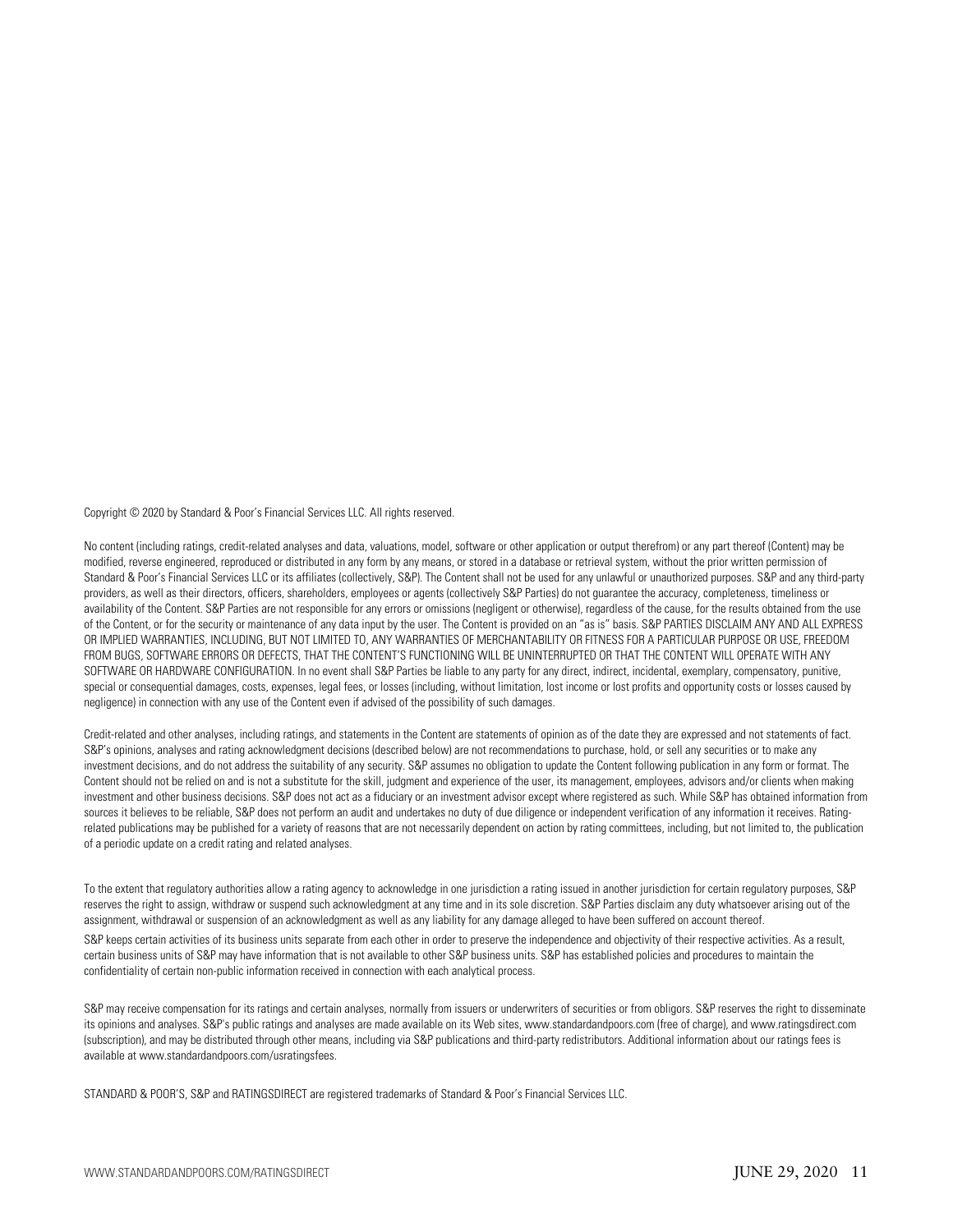Copyright © 2020 by Standard & Poor's Financial Services LLC. All rights reserved.

No content (including ratings, credit-related analyses and data, valuations, model, software or other application or output therefrom) or any part thereof (Content) may be modified, reverse engineered, reproduced or distributed in any form by any means, or stored in a database or retrieval system, without the prior written permission of Standard & Poor's Financial Services LLC or its affiliates (collectively, S&P). The Content shall not be used for any unlawful or unauthorized purposes. S&P and any third-party providers, as well as their directors, officers, shareholders, employees or agents (collectively S&P Parties) do not guarantee the accuracy, completeness, timeliness or availability of the Content. S&P Parties are not responsible for any errors or omissions (negligent or otherwise), regardless of the cause, for the results obtained from the use of the Content, or for the security or maintenance of any data input by the user. The Content is provided on an "as is" basis. S&P PARTIES DISCLAIM ANY AND ALL EXPRESS OR IMPLIED WARRANTIES, INCLUDING, BUT NOT LIMITED TO, ANY WARRANTIES OF MERCHANTABILITY OR FITNESS FOR A PARTICULAR PURPOSE OR USE, FREEDOM FROM BUGS, SOFTWARE ERRORS OR DEFECTS, THAT THE CONTENT'S FUNCTIONING WILL BE UNINTERRUPTED OR THAT THE CONTENT WILL OPERATE WITH ANY SOFTWARE OR HARDWARE CONFIGURATION. In no event shall S&P Parties be liable to any party for any direct, indirect, incidental, exemplary, compensatory, punitive, special or consequential damages, costs, expenses, legal fees, or losses (including, without limitation, lost income or lost profits and opportunity costs or losses caused by negligence) in connection with any use of the Content even if advised of the possibility of such damages.

Credit-related and other analyses, including ratings, and statements in the Content are statements of opinion as of the date they are expressed and not statements of fact. S&P's opinions, analyses and rating acknowledgment decisions (described below) are not recommendations to purchase, hold, or sell any securities or to make any investment decisions, and do not address the suitability of any security. S&P assumes no obligation to update the Content following publication in any form or format. The Content should not be relied on and is not a substitute for the skill, judgment and experience of the user, its management, employees, advisors and/or clients when making investment and other business decisions. S&P does not act as a fiduciary or an investment advisor except where registered as such. While S&P has obtained information from sources it believes to be reliable, S&P does not perform an audit and undertakes no duty of due diligence or independent verification of any information it receives. Rating-related publications may be published for a variety of reasons that are not necessarily dependent on action by rating committees, including, but not limited to, the publication of a periodic update on a credit rating and related analyses.

To the extent that regulatory authorities allow a rating agency to acknowledge in one jurisdiction a rating issued in another jurisdiction for certain regulatory purposes, S&P reserves the right to assign, withdraw or suspend such acknowledgment at any time and in its sole discretion. S&P Parties disclaim any duty whatsoever arising out of the assignment, withdrawal or suspension of an acknowledgment as well as any liability for any damage alleged to have been suffered on account thereof.

S&P keeps certain activities of its business units separate from each other in order to preserve the independence and objectivity of their respective activities. As a result, certain business units of S&P may have information that is not available to other S&P business units. S&P has established policies and procedures to maintain the confidentiality of certain non-public information received in connection with each analytical process.

S&P may receive compensation for its ratings and certain analyses, normally from issuers or underwriters of securities or from obligors. S&P reserves the right to disseminate its opinions and analyses. S&P's public ratings and analyses are made available on its Web sites, www.standardandpoors.com (free of charge), and www.ratingsdirect.com (subscription), and may be distributed through other means, including via S&P publications and third-party redistributors. Additional information about our ratings fees is available at www.standardandpoors.com/usratingsfees.

STANDARD & POOR'S, S&P and RATINGSDIRECT are registered trademarks of Standard & Poor's Financial Services LLC.